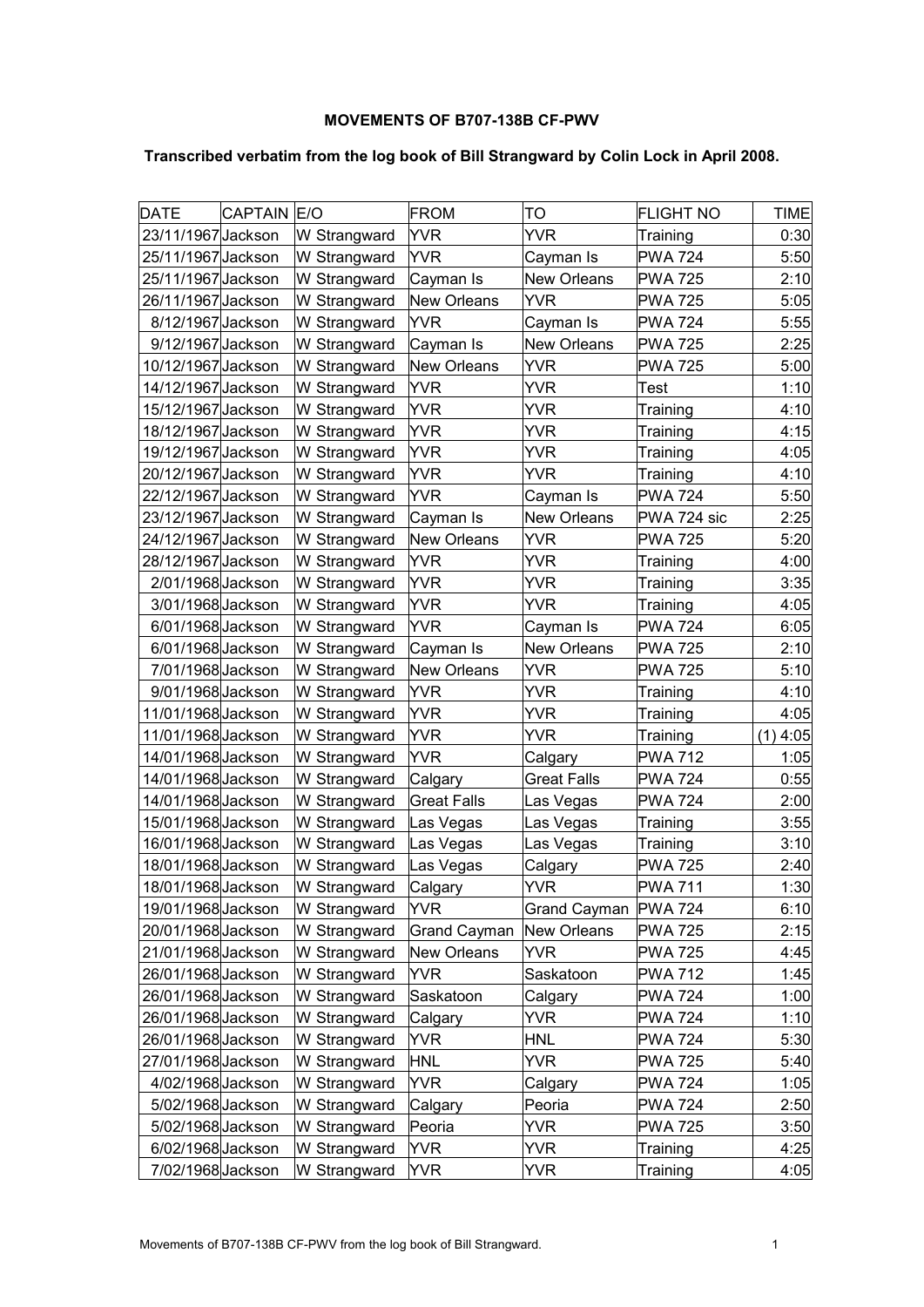**MOVEMENTS OF B707-138B CF-PWV**

**Transcribed verbatim from the log book of Bill Strangward by Colin Lock in April 2008.**

| DATE | CAPTAIN | E/O | FROM | TO | FLIGHT NO | TIME |
|---|---|---|---|---|---|---|
| 23/11/1967 | Jackson | W Strangward | YVR | YVR | Training | 0:30 |
| 25/11/1967 | Jackson | W Strangward | YVR | Cayman Is | PWA 724 | 5:50 |
| 25/11/1967 | Jackson | W Strangward | Cayman Is | New Orleans | PWA 725 | 2:10 |
| 26/11/1967 | Jackson | W Strangward | New Orleans | YVR | PWA 725 | 5:05 |
| 8/12/1967 | Jackson | W Strangward | YVR | Cayman Is | PWA 724 | 5:55 |
| 9/12/1967 | Jackson | W Strangward | Cayman Is | New Orleans | PWA 725 | 2:25 |
| 10/12/1967 | Jackson | W Strangward | New Orleans | YVR | PWA 725 | 5:00 |
| 14/12/1967 | Jackson | W Strangward | YVR | YVR | Test | 1:10 |
| 15/12/1967 | Jackson | W Strangward | YVR | YVR | Training | 4:10 |
| 18/12/1967 | Jackson | W Strangward | YVR | YVR | Training | 4:15 |
| 19/12/1967 | Jackson | W Strangward | YVR | YVR | Training | 4:05 |
| 20/12/1967 | Jackson | W Strangward | YVR | YVR | Training | 4:10 |
| 22/12/1967 | Jackson | W Strangward | YVR | Cayman Is | PWA 724 | 5:50 |
| 23/12/1967 | Jackson | W Strangward | Cayman Is | New Orleans | PWA 724 sic | 2:25 |
| 24/12/1967 | Jackson | W Strangward | New Orleans | YVR | PWA 725 | 5:20 |
| 28/12/1967 | Jackson | W Strangward | YVR | YVR | Training | 4:00 |
| 2/01/1968 | Jackson | W Strangward | YVR | YVR | Training | 3:35 |
| 3/01/1968 | Jackson | W Strangward | YVR | YVR | Training | 4:05 |
| 6/01/1968 | Jackson | W Strangward | YVR | Cayman Is | PWA 724 | 6:05 |
| 6/01/1968 | Jackson | W Strangward | Cayman Is | New Orleans | PWA 725 | 2:10 |
| 7/01/1968 | Jackson | W Strangward | New Orleans | YVR | PWA 725 | 5:10 |
| 9/01/1968 | Jackson | W Strangward | YVR | YVR | Training | 4:10 |
| 11/01/1968 | Jackson | W Strangward | YVR | YVR | Training | 4:05 |
| 11/01/1968 | Jackson | W Strangward | YVR | YVR | Training | (1) 4:05 |
| 14/01/1968 | Jackson | W Strangward | YVR | Calgary | PWA 712 | 1:05 |
| 14/01/1968 | Jackson | W Strangward | Calgary | Great Falls | PWA 724 | 0:55 |
| 14/01/1968 | Jackson | W Strangward | Great Falls | Las Vegas | PWA 724 | 2:00 |
| 15/01/1968 | Jackson | W Strangward | Las Vegas | Las Vegas | Training | 3:55 |
| 16/01/1968 | Jackson | W Strangward | Las Vegas | Las Vegas | Training | 3:10 |
| 18/01/1968 | Jackson | W Strangward | Las Vegas | Calgary | PWA 725 | 2:40 |
| 18/01/1968 | Jackson | W Strangward | Calgary | YVR | PWA 711 | 1:30 |
| 19/01/1968 | Jackson | W Strangward | YVR | Grand Cayman | PWA 724 | 6:10 |
| 20/01/1968 | Jackson | W Strangward | Grand Cayman | New Orleans | PWA 725 | 2:15 |
| 21/01/1968 | Jackson | W Strangward | New Orleans | YVR | PWA 725 | 4:45 |
| 26/01/1968 | Jackson | W Strangward | YVR | Saskatoon | PWA 712 | 1:45 |
| 26/01/1968 | Jackson | W Strangward | Saskatoon | Calgary | PWA 724 | 1:00 |
| 26/01/1968 | Jackson | W Strangward | Calgary | YVR | PWA 724 | 1:10 |
| 26/01/1968 | Jackson | W Strangward | YVR | HNL | PWA 724 | 5:30 |
| 27/01/1968 | Jackson | W Strangward | HNL | YVR | PWA 725 | 5:40 |
| 4/02/1968 | Jackson | W Strangward | YVR | Calgary | PWA 724 | 1:05 |
| 5/02/1968 | Jackson | W Strangward | Calgary | Peoria | PWA 724 | 2:50 |
| 5/02/1968 | Jackson | W Strangward | Peoria | YVR | PWA 725 | 3:50 |
| 6/02/1968 | Jackson | W Strangward | YVR | YVR | Training | 4:25 |
| 7/02/1968 | Jackson | W Strangward | YVR | YVR | Training | 4:05 |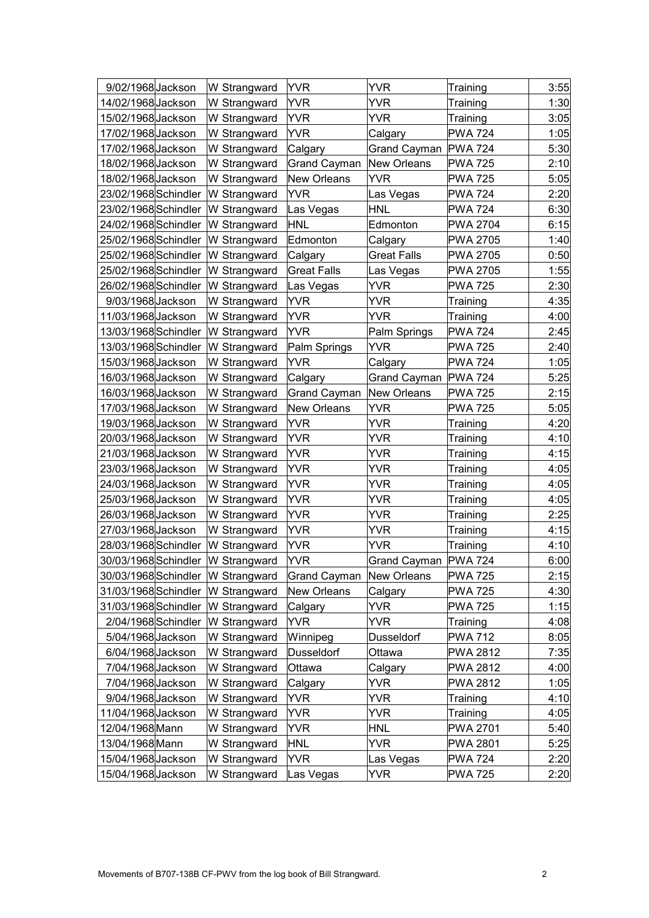| | | | | | | |
|---|---|---|---|---|---|---|
| 9/02/1968 | Jackson | W Strangward | YVR | YVR | Training | 3:55 |
| 14/02/1968 | Jackson | W Strangward | YVR | YVR | Training | 1:30 |
| 15/02/1968 | Jackson | W Strangward | YVR | YVR | Training | 3:05 |
| 17/02/1968 | Jackson | W Strangward | YVR | Calgary | PWA 724 | 1:05 |
| 17/02/1968 | Jackson | W Strangward | Calgary | Grand Cayman | PWA 724 | 5:30 |
| 18/02/1968 | Jackson | W Strangward | Grand Cayman | New Orleans | PWA 725 | 2:10 |
| 18/02/1968 | Jackson | W Strangward | New Orleans | YVR | PWA 725 | 5:05 |
| 23/02/1968 | Schindler | W Strangward | YVR | Las Vegas | PWA 724 | 2:20 |
| 23/02/1968 | Schindler | W Strangward | Las Vegas | HNL | PWA 724 | 6:30 |
| 24/02/1968 | Schindler | W Strangward | HNL | Edmonton | PWA 2704 | 6:15 |
| 25/02/1968 | Schindler | W Strangward | Edmonton | Calgary | PWA 2705 | 1:40 |
| 25/02/1968 | Schindler | W Strangward | Calgary | Great Falls | PWA 2705 | 0:50 |
| 25/02/1968 | Schindler | W Strangward | Great Falls | Las Vegas | PWA 2705 | 1:55 |
| 26/02/1968 | Schindler | W Strangward | Las Vegas | YVR | PWA 725 | 2:30 |
| 9/03/1968 | Jackson | W Strangward | YVR | YVR | Training | 4:35 |
| 11/03/1968 | Jackson | W Strangward | YVR | YVR | Training | 4:00 |
| 13/03/1968 | Schindler | W Strangward | YVR | Palm Springs | PWA 724 | 2:45 |
| 13/03/1968 | Schindler | W Strangward | Palm Springs | YVR | PWA 725 | 2:40 |
| 15/03/1968 | Jackson | W Strangward | YVR | Calgary | PWA 724 | 1:05 |
| 16/03/1968 | Jackson | W Strangward | Calgary | Grand Cayman | PWA 724 | 5:25 |
| 16/03/1968 | Jackson | W Strangward | Grand Cayman | New Orleans | PWA 725 | 2:15 |
| 17/03/1968 | Jackson | W Strangward | New Orleans | YVR | PWA 725 | 5:05 |
| 19/03/1968 | Jackson | W Strangward | YVR | YVR | Training | 4:20 |
| 20/03/1968 | Jackson | W Strangward | YVR | YVR | Training | 4:10 |
| 21/03/1968 | Jackson | W Strangward | YVR | YVR | Training | 4:15 |
| 23/03/1968 | Jackson | W Strangward | YVR | YVR | Training | 4:05 |
| 24/03/1968 | Jackson | W Strangward | YVR | YVR | Training | 4:05 |
| 25/03/1968 | Jackson | W Strangward | YVR | YVR | Training | 4:05 |
| 26/03/1968 | Jackson | W Strangward | YVR | YVR | Training | 2:25 |
| 27/03/1968 | Jackson | W Strangward | YVR | YVR | Training | 4:15 |
| 28/03/1968 | Schindler | W Strangward | YVR | YVR | Training | 4:10 |
| 30/03/1968 | Schindler | W Strangward | YVR | Grand Cayman | PWA 724 | 6:00 |
| 30/03/1968 | Schindler | W Strangward | Grand Cayman | New Orleans | PWA 725 | 2:15 |
| 31/03/1968 | Schindler | W Strangward | New Orleans | Calgary | PWA 725 | 4:30 |
| 31/03/1968 | Schindler | W Strangward | Calgary | YVR | PWA 725 | 1:15 |
| 2/04/1968 | Schindler | W Strangward | YVR | YVR | Training | 4:08 |
| 5/04/1968 | Jackson | W Strangward | Winnipeg | Dusseldorf | PWA 712 | 8:05 |
| 6/04/1968 | Jackson | W Strangward | Dusseldorf | Ottawa | PWA 2812 | 7:35 |
| 7/04/1968 | Jackson | W Strangward | Ottawa | Calgary | PWA 2812 | 4:00 |
| 7/04/1968 | Jackson | W Strangward | Calgary | YVR | PWA 2812 | 1:05 |
| 9/04/1968 | Jackson | W Strangward | YVR | YVR | Training | 4:10 |
| 11/04/1968 | Jackson | W Strangward | YVR | YVR | Training | 4:05 |
| 12/04/1968 | Mann | W Strangward | YVR | HNL | PWA 2701 | 5:40 |
| 13/04/1968 | Mann | W Strangward | HNL | YVR | PWA 2801 | 5:25 |
| 15/04/1968 | Jackson | W Strangward | YVR | Las Vegas | PWA 724 | 2:20 |
| 15/04/1968 | Jackson | W Strangward | Las Vegas | YVR | PWA 725 | 2:20 |

Movements of B707-138B CF-PWV from the log book of Bill Strangward.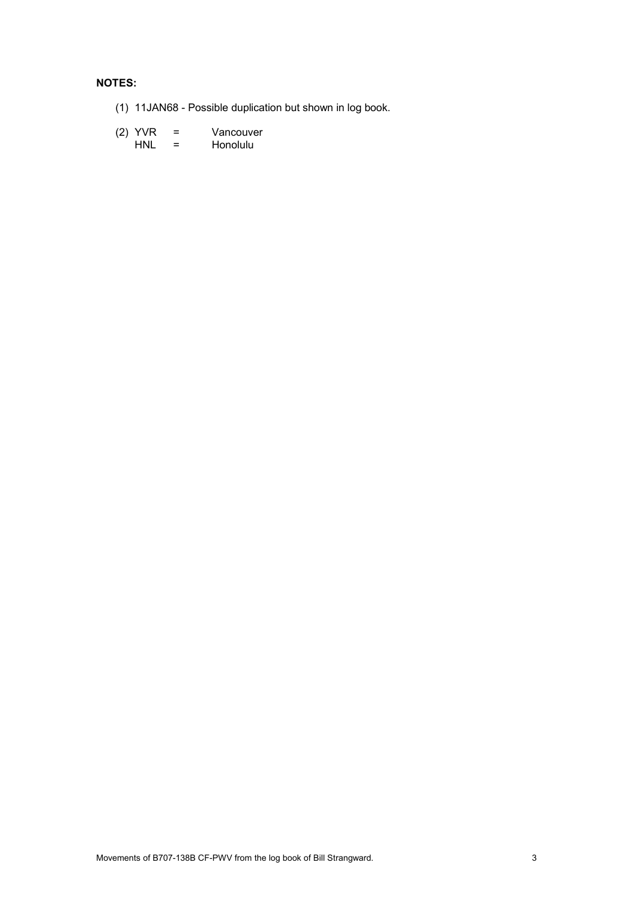**NOTES:**

(1) 11JAN68 - Possible duplication but shown in log book.

(2) YVR = Vancouver
    HNL = Honolulu